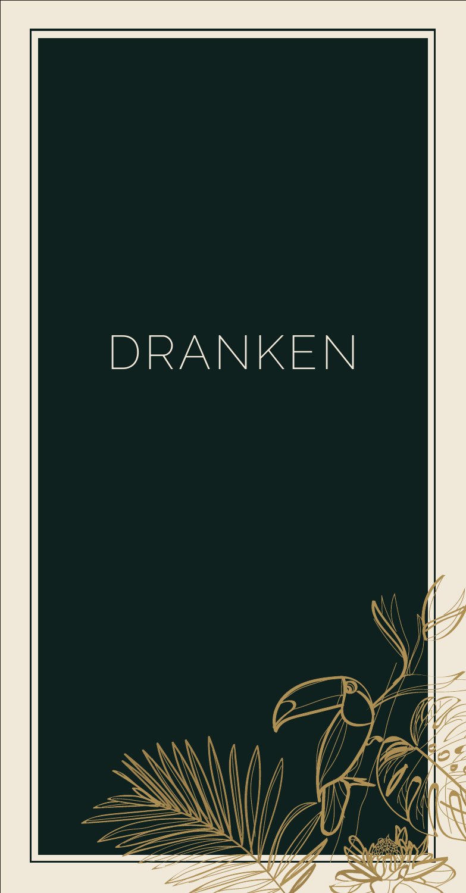# DRANKEN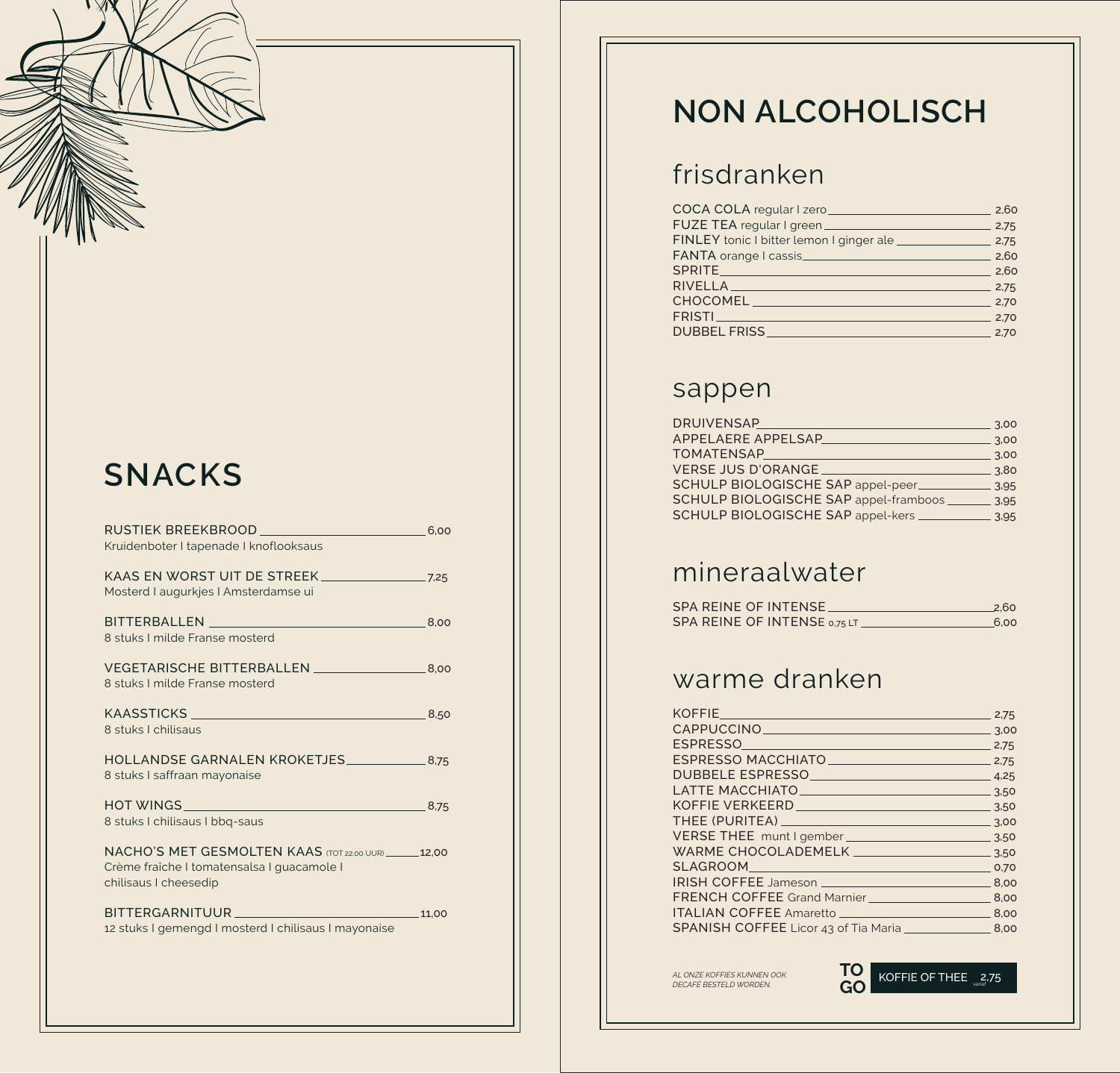# SNACKS

**RUSTIEK BREEKBROOD** — 6,00
Kruidenboter | tapenade | knoflooksaus

**KAAS EN WORST UIT DE STREEK** — 7,25
Mosterd | augurkjes | Amsterdamse ui

**BITTERBALLEN** — 8,00
8 stuks | milde Franse mosterd

**VEGETARISCHE BITTERBALLEN** — 8,00
8 stuks | milde Franse mosterd

**KAASSTICKS** — 8,50
8 stuks | chilisaus

**HOLLANDSE GARNALEN KROKETJES** — 8,75
8 stuks | saffraan mayonaise

**HOT WINGS** — 8,75
8 stuks | chilisaus | bbq-saus

**NACHO'S MET GESMOLTEN KAAS** (TOT 22.00 UUR) — 12,00
Crème fraîche | tomatensalsa | guacamole | chilisaus | cheesedip

**BITTERGARNITUUR** — 11,00
12 stuks | gemengd | mosterd | chilisaus | mayonaise

# NON ALCOHOLISCH

## frisdranken

| | |
|---|---|
| COCA COLA regular \| zero | 2,60 |
| FUZE TEA regular \| green | 2,75 |
| FINLEY tonic \| bitter lemon \| ginger ale | 2,75 |
| FANTA orange \| cassis | 2,60 |
| SPRITE | 2,60 |
| RIVELLA | 2,75 |
| CHOCOMEL | 2,70 |
| FRISTI | 2,70 |
| DUBBEL FRISS | 2,70 |

## sappen

| | |
|---|---|
| DRUIVENSAP | 3,00 |
| APPELAERE APPELSAP | 3,00 |
| TOMATENSAP | 3,00 |
| VERSE JUS D'ORANGE | 3,80 |
| SCHULP BIOLOGISCHE SAP appel-peer | 3,95 |
| SCHULP BIOLOGISCHE SAP appel-framboos | 3,95 |
| SCHULP BIOLOGISCHE SAP appel-kers | 3,95 |

## mineraalwater

| | |
|---|---|
| SPA REINE OF INTENSE | 2,60 |
| SPA REINE OF INTENSE 0,75 LT | 6,00 |

## warme dranken

| | |
|---|---|
| KOFFIE | 2,75 |
| CAPPUCCINO | 3,00 |
| ESPRESSO | 2,75 |
| ESPRESSO MACCHIATO | 2,75 |
| DUBBELE ESPRESSO | 4,25 |
| LATTE MACCHIATO | 3,50 |
| KOFFIE VERKEERD | 3,50 |
| THEE (PURITEA) | 3,00 |
| VERSE THEE munt \| gember | 3,50 |
| WARME CHOCOLADEMELK | 3,50 |
| SLAGROOM | 0,70 |
| IRISH COFFEE Jameson | 8,00 |
| FRENCH COFFEE Grand Marnier | 8,00 |
| ITALIAN COFFEE Amaretto | 8,00 |
| SPANISH COFFEE Licor 43 of Tia Maria | 8,00 |

*AL ONZE KOFFIES KUNNEN OOK DECAFÉ BESTELD WORDEN.*

**TO GO** KOFFIE OF THEE vanaf 2,75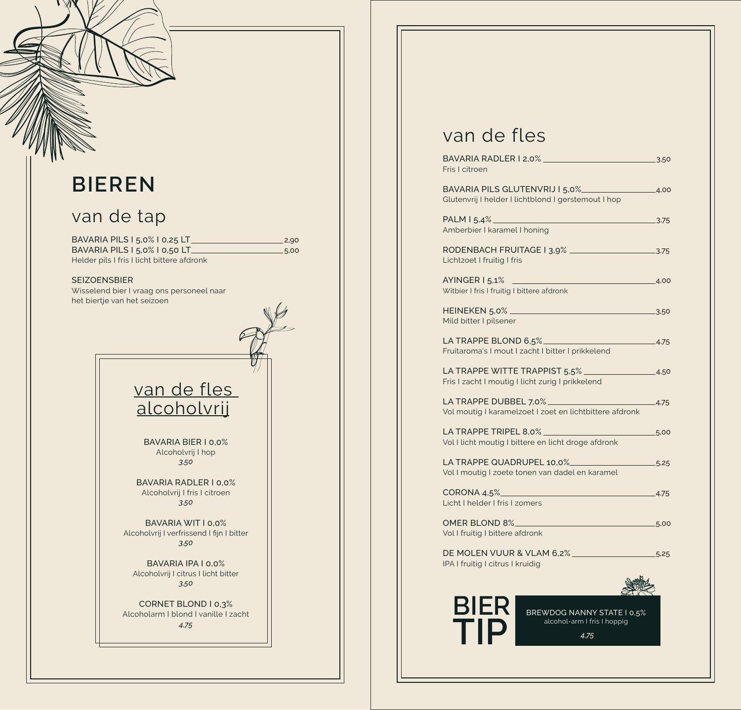# BIEREN

## van de tap

BAVARIA PILS I 5,0% I 0,25 LT — 2,90
BAVARIA PILS I 5,0% I 0,50 LT — 5,00
Helder pils I fris I licht bittere afdronk

SEIZOENSBIER
Wisselend bier I vraag ons personeel naar het biertje van het seizoen

## van de fles alcoholvrij

BAVARIA BIER I 0,0%
Alcoholvrij I hop
*3,50*

BAVARIA RADLER I 0,0%
Alcoholvrij I fris I citroen
*3,50*

BAVARIA WIT I 0,0%
Alcoholvrij I verfrissend I fijn I bitter
*3,50*

BAVARIA IPA I 0,0%
Alcoholvrij I citrus I licht bitter
*3,50*

CORNET BLOND I 0,3%
Alcoholarm I blond I vanille I zacht
*4,75*

## van de fles

BAVARIA RADLER I 2,0% — 3,50
Fris I citroen

BAVARIA PILS GLUTENVRIJ I 5,0% — 4,00
Glutenvrij I helder I lichtblond I gerstemout I hop

PALM I 5,4% — 3,75
Amberbier I karamel I honing

RODENBACH FRUITAGE I 3,9% — 3,75
Lichtzoet I fruitig I fris

AYINGER I 5,1% — 4,00
Witbier I fris I fruitig I bittere afdronk

HEINEKEN 5,0% — 3,50
Mild bitter I pilsener

LA TRAPPE BLOND 6,5% — 4,75
Fruitaroma's I mout I zacht I bitter I prikkelend

LA TRAPPE WITTE TRAPPIST 5,5% — 4,50
Fris I zacht I moutig I licht zurig I prikkelend

LA TRAPPE DUBBEL 7,0% — 4,75
Vol moutig I karamelzoet I zoet en lichtbittere afdronk

LA TRAPPE TRIPEL 8,0% — 5,00
Vol I licht moutig I bittere en licht droge afdronk

LA TRAPPE QUADRUPEL 10,0% — 5,25
Vol I moutig I zoete tonen van dadel en karamel

CORONA 4,5% — 4,75
Licht I helder I fris I zomers

OMER BLOND 8% — 5,00
Vol I fruitig I bittere afdronk

DE MOLEN VUUR & VLAM 6,2% — 5,25
IPA I fruitig I citrus I kruidig

**BIER TIP**

BREWDOG NANNY STATE I 0,5%
alcohol-arm I fris I hoppig
*4,75*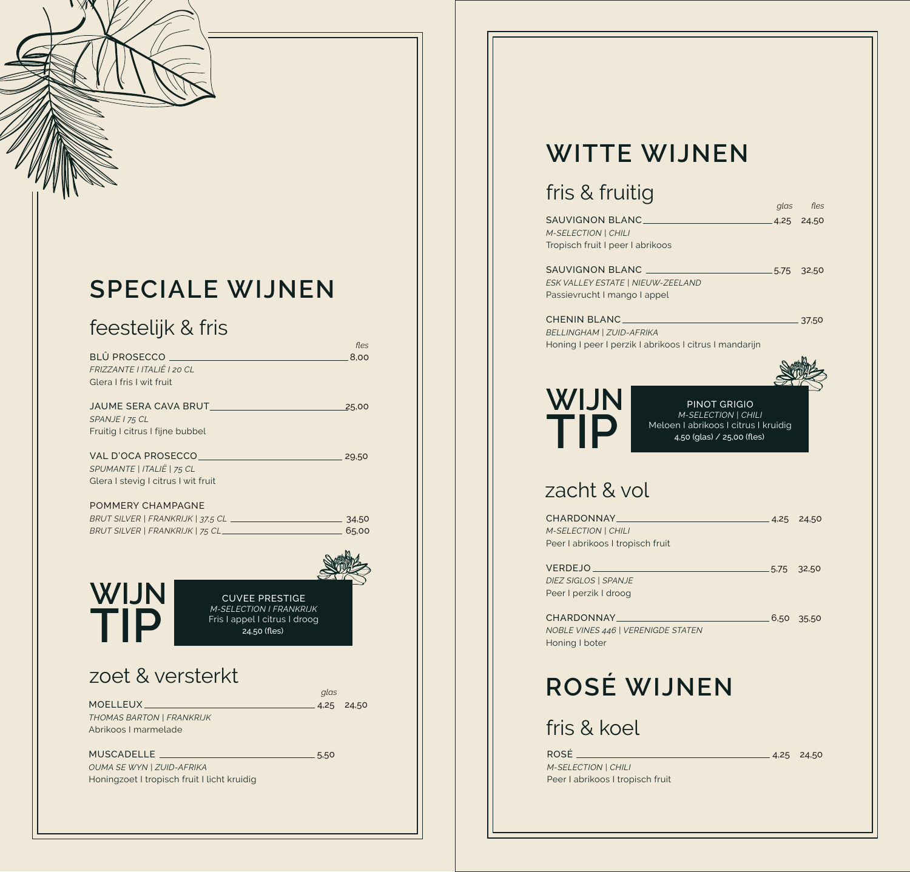# SPECIALE WIJNEN

## feestelijk & fris

*fles*

**BLÛ PROSECCO** — 8,00
*FRIZZANTE I ITALIË I 20 CL*
Glera I fris I wit fruit

**JAUME SERA CAVA BRUT** — 25,00
*SPANJE I 75 CL*
Fruitig I citrus I fijne bubbel

**VAL D'OCA PROSECCO** — 29,50
*SPUMANTE | ITALIË | 75 CL*
Glera I stevig I citrus I wit fruit

**POMMERY CHAMPAGNE**
*BRUT SILVER | FRANKRIJK | 37,5 CL* — 34,50
*BRUT SILVER | FRANKRIJK | 75 CL* — 65,00

### WIJN TIP

**CUVEE PRESTIGE**
*M-SELECTION I FRANKRIJK*
Fris I appel I citrus I droog
24,50 (fles)

## zoet & versterkt

*glas*

**MOELLEUX** — 4,25 — 24,50
*THOMAS BARTON | FRANKRIJK*
Abrikoos I marmelade

**MUSCADELLE** — 5,50
*OUMA SE WYN | ZUID-AFRIKA*
Honingzoet I tropisch fruit I licht kruidig

# WITTE WIJNEN

## fris & fruitig

*glas* — *fles*

**SAUVIGNON BLANC** — 4,25 — 24,50
*M-SELECTION | CHILI*
Tropisch fruit I peer I abrikoos

**SAUVIGNON BLANC** — 5,75 — 32,50
*ESK VALLEY ESTATE | NIEUW-ZEELAND*
Passievrucht I mango I appel

**CHENIN BLANC** — 37,50
*BELLINGHAM | ZUID-AFRIKA*
Honing I peer I perzik I abrikoos I citrus I mandarijn

### WIJN TIP

**PINOT GRIGIO**
*M-SELECTION | CHILI*
Meloen I abrikoos I citrus I kruidig
4,50 (glas) / 25,00 (fles)

## zacht & vol

**CHARDONNAY** — 4,25 — 24,50
*M-SELECTION | CHILI*
Peer I abrikoos I tropisch fruit

**VERDEJO** — 5,75 — 32,50
*DIEZ SIGLOS | SPANJE*
Peer I perzik I droog

**CHARDONNAY** — 6,50 — 35,50
*NOBLE VINES 446 | VERENIGDE STATEN*
Honing I boter

# ROSÉ WIJNEN

## fris & koel

**ROSÉ** — 4,25 — 24,50
*M-SELECTION | CHILI*
Peer I abrikoos I tropisch fruit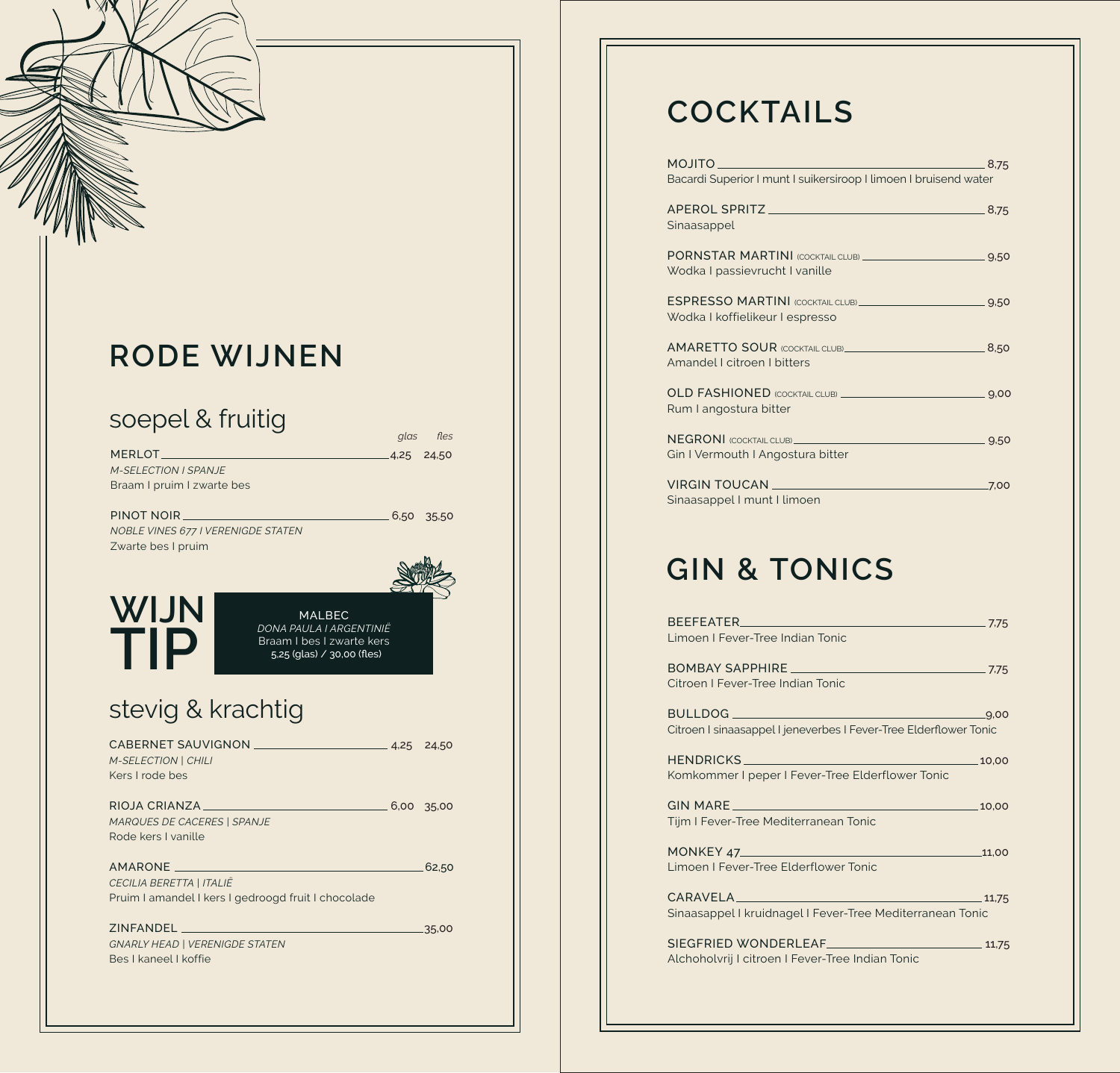# RODE WIJNEN

## soepel & fruitig

| | glas | fles |
|---|---|---|
| MERLOT | 4,25 | 24,50 |
| PINOT NOIR | 6,50 | 35,50 |

**MERLOT** — 4,25 / 24,50
*M-SELECTION I SPANJE*
Braam I pruim I zwarte bes

**PINOT NOIR** — 6,50 / 35,50
*NOBLE VINES 677 I VERENIGDE STATEN*
Zwarte bes I pruim

### WIJN TIP

MALBEC
*DONA PAULA I ARGENTINIË*
Braam I bes I zwarte kers
5,25 (glas) / 30,00 (fles)

## stevig & krachtig

**CABERNET SAUVIGNON** — 4,25 / 24,50
*M-SELECTION | CHILI*
Kers I rode bes

**RIOJA CRIANZA** — 6,00 / 35,00
*MARQUES DE CACERES | SPANJE*
Rode kers I vanille

**AMARONE** — 62,50
*CECILIA BERETTA | ITALIË*
Pruim I amandel I kers I gedroogd fruit I chocolade

**ZINFANDEL** — 35,00
*GNARLY HEAD | VERENIGDE STATEN*
Bes I kaneel I koffie

# COCKTAILS

**MOJITO** — 8,75
Bacardi Superior I munt I suikersiroop I limoen I bruisend water

**APEROL SPRITZ** — 8,75
Sinaasappel

**PORNSTAR MARTINI** (COCKTAIL CLUB) — 9,50
Wodka I passievrucht I vanille

**ESPRESSO MARTINI** (COCKTAIL CLUB) — 9,50
Wodka I koffielikeur I espresso

**AMARETTO SOUR** (COCKTAIL CLUB) — 8,50
Amandel I citroen I bitters

**OLD FASHIONED** (COCKTAIL CLUB) — 9,00
Rum I angostura bitter

**NEGRONI** (COCKTAIL CLUB) — 9,50
Gin I Vermouth I Angostura bitter

**VIRGIN TOUCAN** — 7,00
Sinaasappel I munt I limoen

# GIN & TONICS

**BEEFEATER** — 7,75
Limoen I Fever-Tree Indian Tonic

**BOMBAY SAPPHIRE** — 7,75
Citroen I Fever-Tree Indian Tonic

**BULLDOG** — 9,00
Citroen I sinaasappel I jeneverbes I Fever-Tree Elderflower Tonic

**HENDRICKS** — 10,00
Komkommer I peper I Fever-Tree Elderflower Tonic

**GIN MARE** — 10,00
Tijm I Fever-Tree Mediterranean Tonic

**MONKEY 47** — 11,00
Limoen I Fever-Tree Elderflower Tonic

**CARAVELA** — 11,75
Sinaasappel I kruidnagel I Fever-Tree Mediterranean Tonic

**SIEGFRIED WONDERLEAF** — 11,75
Alchoholvrij I citroen I Fever-Tree Indian Tonic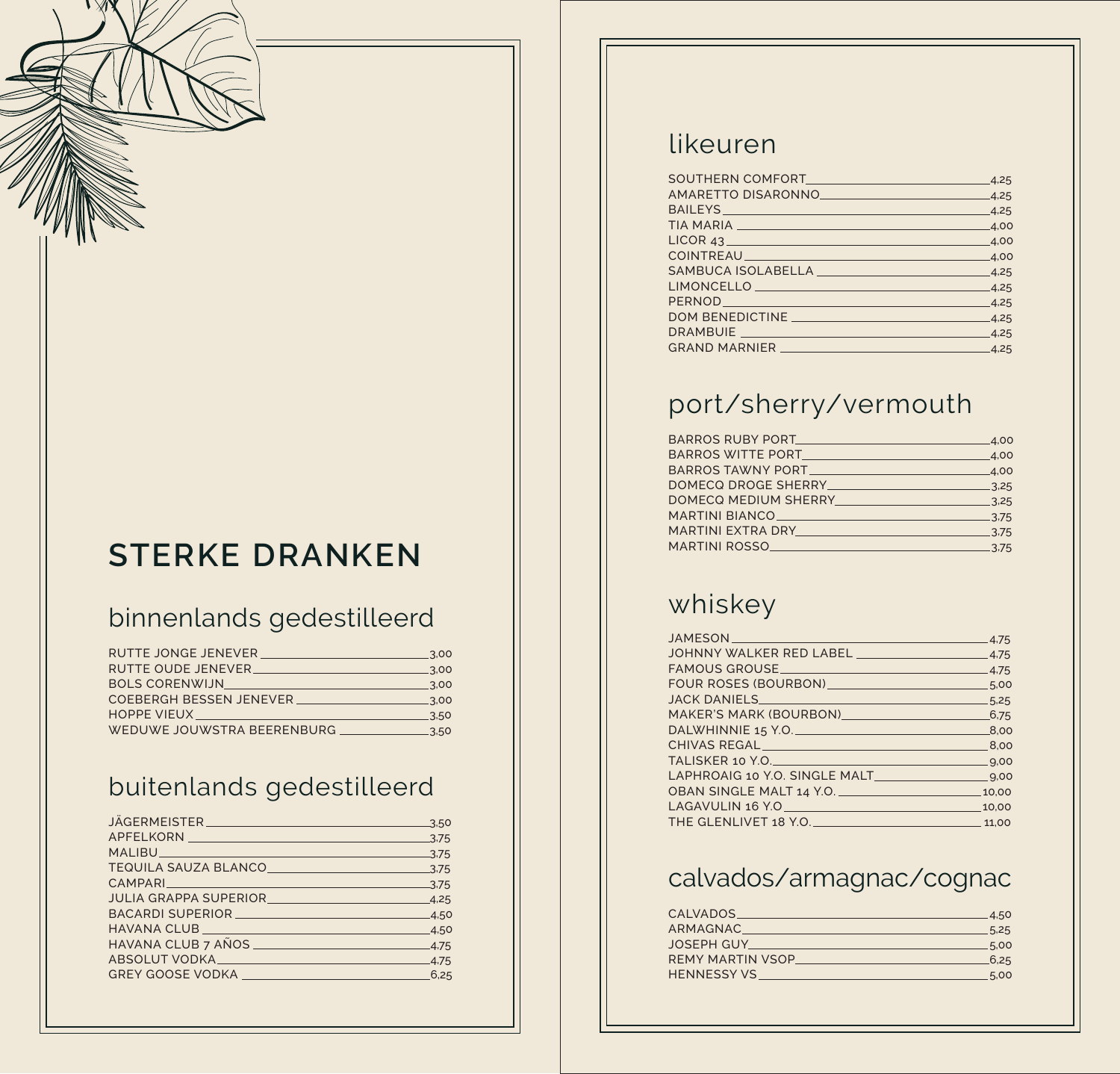# STERKE DRANKEN

## binnenlands gedestilleerd

| | |
|---|---|
| RUTTE JONGE JENEVER | 3,00 |
| RUTTE OUDE JENEVER | 3,00 |
| BOLS CORENWIJN | 3,00 |
| COEBERGH BESSEN JENEVER | 3,00 |
| HOPPE VIEUX | 3,50 |
| WEDUWE JOUWSTRA BEERENBURG | 3,50 |

## buitenlands gedestilleerd

| | |
|---|---|
| JÄGERMEISTER | 3,50 |
| APFELKORN | 3,75 |
| MALIBU | 3,75 |
| TEQUILA SAUZA BLANCO | 3,75 |
| CAMPARI | 3,75 |
| JULIA GRAPPA SUPERIOR | 4,25 |
| BACARDI SUPERIOR | 4,50 |
| HAVANA CLUB | 4,50 |
| HAVANA CLUB 7 AÑOS | 4,75 |
| ABSOLUT VODKA | 4,75 |
| GREY GOOSE VODKA | 6,25 |

## likeuren

| | |
|---|---|
| SOUTHERN COMFORT | 4,25 |
| AMARETTO DISARONNO | 4,25 |
| BAILEYS | 4,25 |
| TIA MARIA | 4,00 |
| LICOR 43 | 4,00 |
| COINTREAU | 4,00 |
| SAMBUCA ISOLABELLA | 4,25 |
| LIMONCELLO | 4,25 |
| PERNOD | 4,25 |
| DOM BENEDICTINE | 4,25 |
| DRAMBUIE | 4,25 |
| GRAND MARNIER | 4,25 |

## port/sherry/vermouth

| | |
|---|---|
| BARROS RUBY PORT | 4,00 |
| BARROS WITTE PORT | 4,00 |
| BARROS TAWNY PORT | 4,00 |
| DOMECQ DROGE SHERRY | 3,25 |
| DOMECQ MEDIUM SHERRY | 3,25 |
| MARTINI BIANCO | 3,75 |
| MARTINI EXTRA DRY | 3,75 |
| MARTINI ROSSO | 3,75 |

## whiskey

| | |
|---|---|
| JAMESON | 4,75 |
| JOHNNY WALKER RED LABEL | 4,75 |
| FAMOUS GROUSE | 4,75 |
| FOUR ROSES (BOURBON) | 5,00 |
| JACK DANIELS | 5,25 |
| MAKER'S MARK (BOURBON) | 6,75 |
| DALWHINNIE 15 Y.O. | 8,00 |
| CHIVAS REGAL | 8,00 |
| TALISKER 10 Y.O. | 9,00 |
| LAPHROAIG 10 Y.O. SINGLE MALT | 9,00 |
| OBAN SINGLE MALT 14 Y.O. | 10,00 |
| LAGAVULIN 16 Y.O | 10,00 |
| THE GLENLIVET 18 Y.O. | 11,00 |

## calvados/armagnac/cognac

| | |
|---|---|
| CALVADOS | 4,50 |
| ARMAGNAC | 5,25 |
| JOSEPH GUY | 5,00 |
| REMY MARTIN VSOP | 6,25 |
| HENNESSY VS | 5,00 |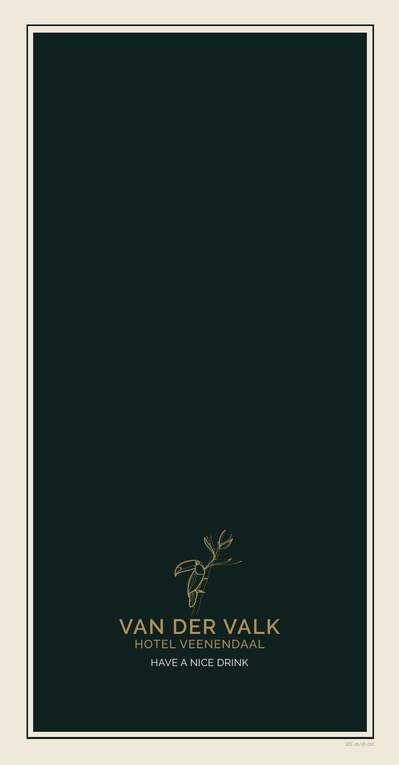# VAN DER VALK

## HOTEL VEENENDAAL

HAVE A NICE DRINK

VEE-10/21-010